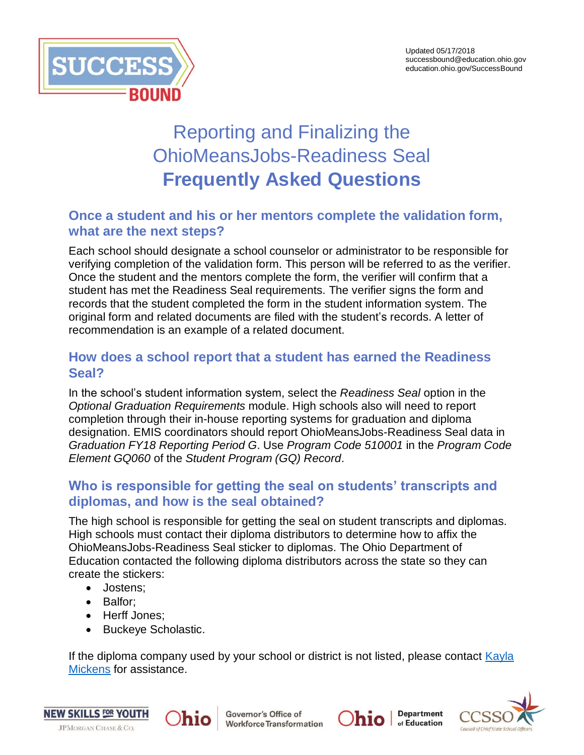Updated 05/17/2018
successbound@education.ohio.gov
education.ohio.gov/SuccessBound

# Reporting and Finalizing the OhioMeansJobs-Readiness Seal **Frequently Asked Questions**

## Once a student and his or her mentors complete the validation form, what are the next steps?

Each school should designate a school counselor or administrator to be responsible for verifying completion of the validation form. This person will be referred to as the verifier. Once the student and the mentors complete the form, the verifier will confirm that a student has met the Readiness Seal requirements. The verifier signs the form and records that the student completed the form in the student information system. The original form and related documents are filed with the student's records. A letter of recommendation is an example of a related document.

## How does a school report that a student has earned the Readiness Seal?

In the school's student information system, select the *Readiness Seal* option in the *Optional Graduation Requirements* module. High schools also will need to report completion through their in-house reporting systems for graduation and diploma designation. EMIS coordinators should report OhioMeansJobs-Readiness Seal data in *Graduation FY18 Reporting Period G*. Use *Program Code 510001* in the *Program Code Element GQ060* of the *Student Program (GQ) Record*.

## Who is responsible for getting the seal on students' transcripts and diplomas, and how is the seal obtained?

The high school is responsible for getting the seal on student transcripts and diplomas. High schools must contact their diploma distributors to determine how to affix the OhioMeansJobs-Readiness Seal sticker to diplomas. The Ohio Department of Education contacted the following diploma distributors across the state so they can create the stickers:

- Jostens;
- Balfor;
- Herff Jones;
- Buckeye Scholastic.

If the diploma company used by your school or district is not listed, please contact [Kayla Mickens] for assistance.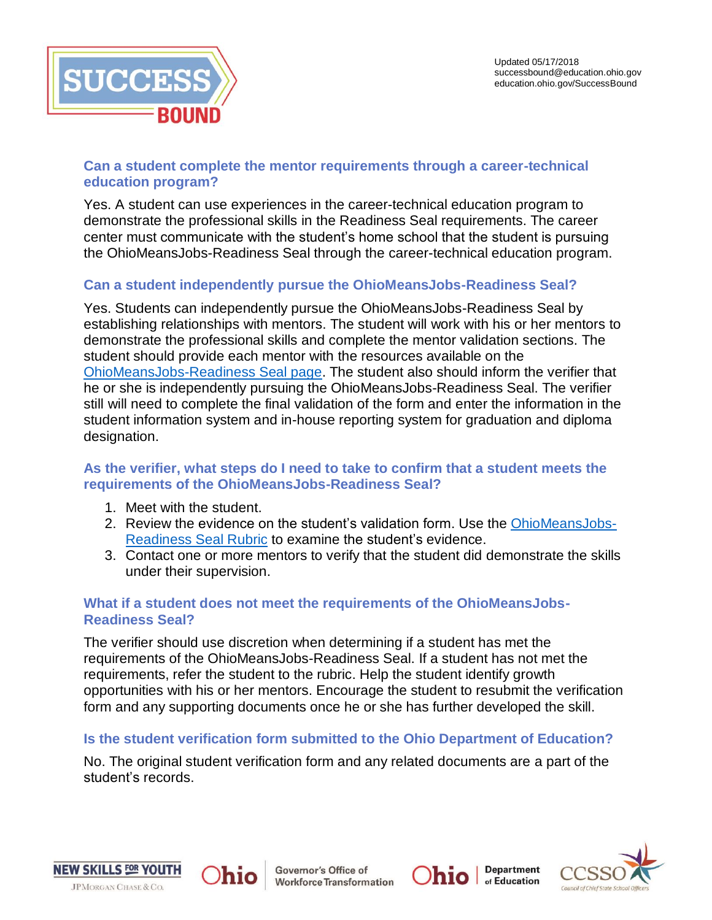### Can a student complete the mentor requirements through a career-technical education program?

Yes. A student can use experiences in the career-technical education program to demonstrate the professional skills in the Readiness Seal requirements. The career center must communicate with the student's home school that the student is pursuing the OhioMeansJobs-Readiness Seal through the career-technical education program.

### Can a student independently pursue the OhioMeansJobs-Readiness Seal?

Yes. Students can independently pursue the OhioMeansJobs-Readiness Seal by establishing relationships with mentors. The student will work with his or her mentors to demonstrate the professional skills and complete the mentor validation sections. The student should provide each mentor with the resources available on the OhioMeansJobs-Readiness Seal page. The student also should inform the verifier that he or she is independently pursuing the OhioMeansJobs-Readiness Seal. The verifier still will need to complete the final validation of the form and enter the information in the student information system and in-house reporting system for graduation and diploma designation.

### As the verifier, what steps do I need to take to confirm that a student meets the requirements of the OhioMeansJobs-Readiness Seal?

1. Meet with the student.
2. Review the evidence on the student's validation form. Use the OhioMeansJobs-Readiness Seal Rubric to examine the student's evidence.
3. Contact one or more mentors to verify that the student did demonstrate the skills under their supervision.

### What if a student does not meet the requirements of the OhioMeansJobs-Readiness Seal?

The verifier should use discretion when determining if a student has met the requirements of the OhioMeansJobs-Readiness Seal. If a student has not met the requirements, refer the student to the rubric. Help the student identify growth opportunities with his or her mentors. Encourage the student to resubmit the verification form and any supporting documents once he or she has further developed the skill.

### Is the student verification form submitted to the Ohio Department of Education?

No. The original student verification form and any related documents are a part of the student's records.